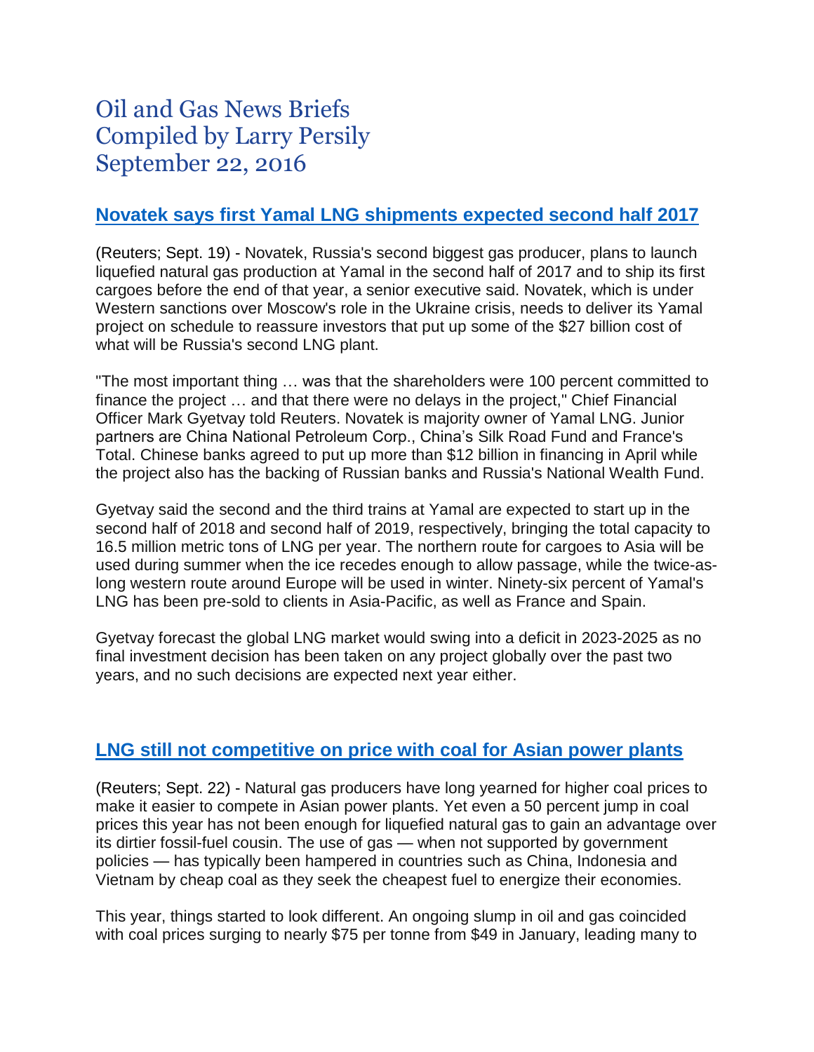# Oil and Gas News Briefs
# Compiled by Larry Persily
# September 22, 2016

## [Novatek says first Yamal LNG shipments expected second half 2017]

(Reuters; Sept. 19) - Novatek, Russia's second biggest gas producer, plans to launch liquefied natural gas production at Yamal in the second half of 2017 and to ship its first cargoes before the end of that year, a senior executive said. Novatek, which is under Western sanctions over Moscow's role in the Ukraine crisis, needs to deliver its Yamal project on schedule to reassure investors that put up some of the $27 billion cost of what will be Russia's second LNG plant.

"The most important thing … was that the shareholders were 100 percent committed to finance the project … and that there were no delays in the project," Chief Financial Officer Mark Gyetvay told Reuters. Novatek is majority owner of Yamal LNG. Junior partners are China National Petroleum Corp., China's Silk Road Fund and France's Total. Chinese banks agreed to put up more than $12 billion in financing in April while the project also has the backing of Russian banks and Russia's National Wealth Fund.

Gyetvay said the second and the third trains at Yamal are expected to start up in the second half of 2018 and second half of 2019, respectively, bringing the total capacity to 16.5 million metric tons of LNG per year. The northern route for cargoes to Asia will be used during summer when the ice recedes enough to allow passage, while the twice-as-long western route around Europe will be used in winter. Ninety-six percent of Yamal's LNG has been pre-sold to clients in Asia-Pacific, as well as France and Spain.

Gyetvay forecast the global LNG market would swing into a deficit in 2023-2025 as no final investment decision has been taken on any project globally over the past two years, and no such decisions are expected next year either.

## [LNG still not competitive on price with coal for Asian power plants]

(Reuters; Sept. 22) - Natural gas producers have long yearned for higher coal prices to make it easier to compete in Asian power plants. Yet even a 50 percent jump in coal prices this year has not been enough for liquefied natural gas to gain an advantage over its dirtier fossil-fuel cousin. The use of gas — when not supported by government policies — has typically been hampered in countries such as China, Indonesia and Vietnam by cheap coal as they seek the cheapest fuel to energize their economies.

This year, things started to look different. An ongoing slump in oil and gas coincided with coal prices surging to nearly $75 per tonne from $49 in January, leading many to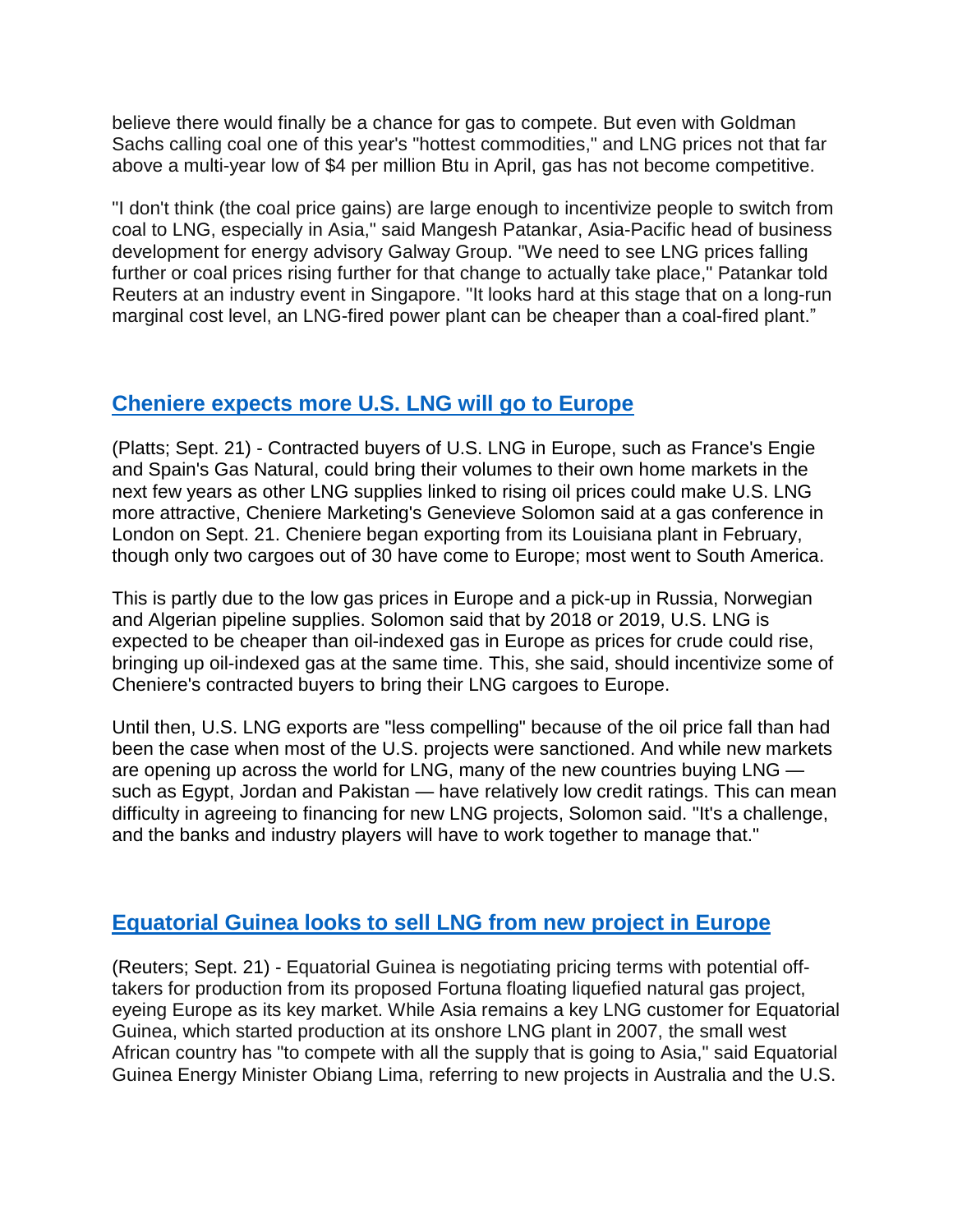believe there would finally be a chance for gas to compete. But even with Goldman Sachs calling coal one of this year's "hottest commodities," and LNG prices not that far above a multi-year low of $4 per million Btu in April, gas has not become competitive.

"I don't think (the coal price gains) are large enough to incentivize people to switch from coal to LNG, especially in Asia," said Mangesh Patankar, Asia-Pacific head of business development for energy advisory Galway Group. "We need to see LNG prices falling further or coal prices rising further for that change to actually take place," Patankar told Reuters at an industry event in Singapore. "It looks hard at this stage that on a long-run marginal cost level, an LNG-fired power plant can be cheaper than a coal-fired plant."

## Cheniere expects more U.S. LNG will go to Europe

(Platts; Sept. 21) - Contracted buyers of U.S. LNG in Europe, such as France's Engie and Spain's Gas Natural, could bring their volumes to their own home markets in the next few years as other LNG supplies linked to rising oil prices could make U.S. LNG more attractive, Cheniere Marketing's Genevieve Solomon said at a gas conference in London on Sept. 21. Cheniere began exporting from its Louisiana plant in February, though only two cargoes out of 30 have come to Europe; most went to South America.

This is partly due to the low gas prices in Europe and a pick-up in Russia, Norwegian and Algerian pipeline supplies. Solomon said that by 2018 or 2019, U.S. LNG is expected to be cheaper than oil-indexed gas in Europe as prices for crude could rise, bringing up oil-indexed gas at the same time. This, she said, should incentivize some of Cheniere's contracted buyers to bring their LNG cargoes to Europe.

Until then, U.S. LNG exports are "less compelling" because of the oil price fall than had been the case when most of the U.S. projects were sanctioned. And while new markets are opening up across the world for LNG, many of the new countries buying LNG — such as Egypt, Jordan and Pakistan — have relatively low credit ratings. This can mean difficulty in agreeing to financing for new LNG projects, Solomon said. "It's a challenge, and the banks and industry players will have to work together to manage that."

## Equatorial Guinea looks to sell LNG from new project in Europe

(Reuters; Sept. 21) - Equatorial Guinea is negotiating pricing terms with potential off-takers for production from its proposed Fortuna floating liquefied natural gas project, eyeing Europe as its key market. While Asia remains a key LNG customer for Equatorial Guinea, which started production at its onshore LNG plant in 2007, the small west African country has "to compete with all the supply that is going to Asia," said Equatorial Guinea Energy Minister Obiang Lima, referring to new projects in Australia and the U.S.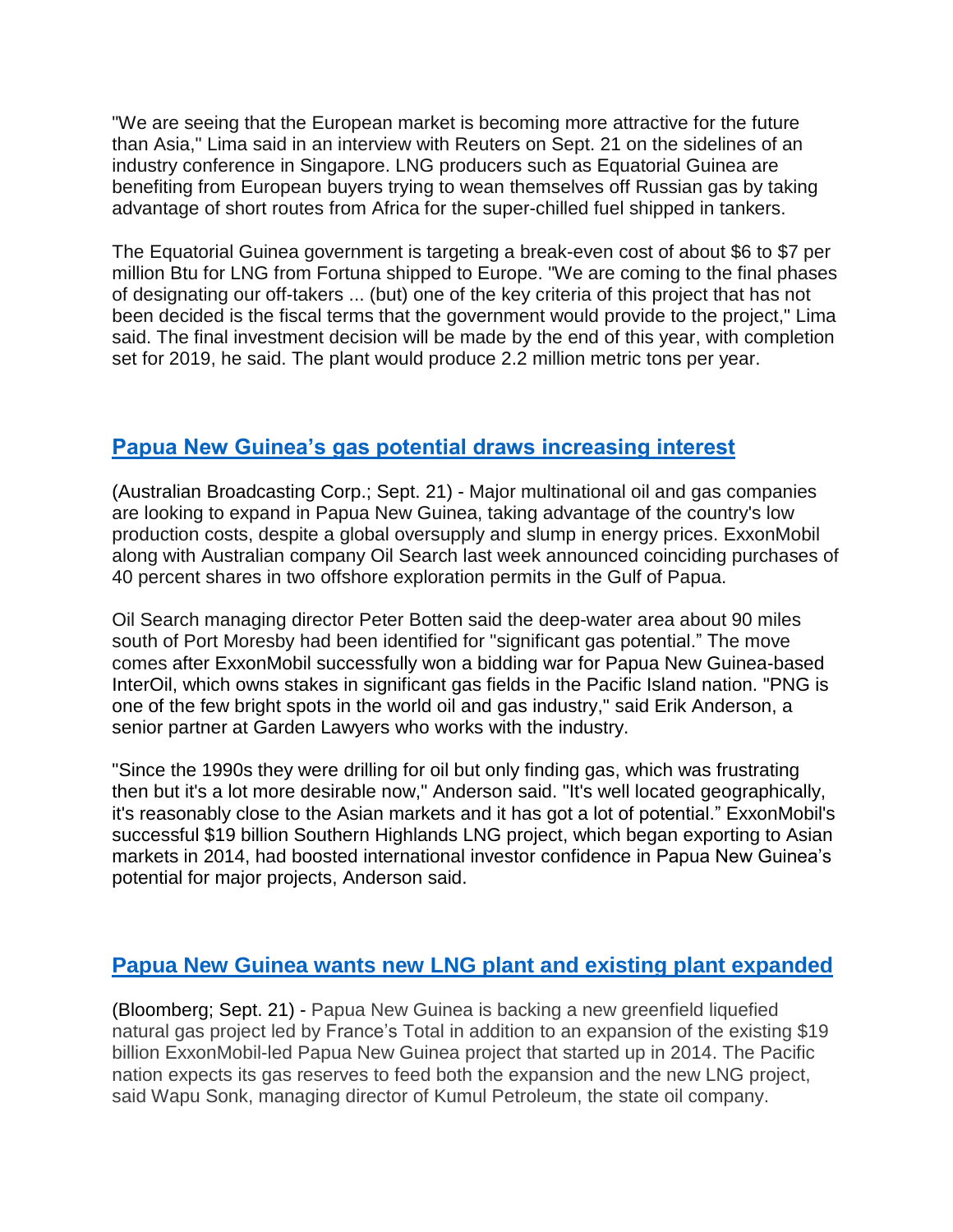"We are seeing that the European market is becoming more attractive for the future than Asia," Lima said in an interview with Reuters on Sept. 21 on the sidelines of an industry conference in Singapore. LNG producers such as Equatorial Guinea are benefiting from European buyers trying to wean themselves off Russian gas by taking advantage of short routes from Africa for the super-chilled fuel shipped in tankers.

The Equatorial Guinea government is targeting a break-even cost of about $6 to $7 per million Btu for LNG from Fortuna shipped to Europe. "We are coming to the final phases of designating our off-takers ... (but) one of the key criteria of this project that has not been decided is the fiscal terms that the government would provide to the project," Lima said. The final investment decision will be made by the end of this year, with completion set for 2019, he said. The plant would produce 2.2 million metric tons per year.

## Papua New Guinea's gas potential draws increasing interest

(Australian Broadcasting Corp.; Sept. 21) - Major multinational oil and gas companies are looking to expand in Papua New Guinea, taking advantage of the country's low production costs, despite a global oversupply and slump in energy prices. ExxonMobil along with Australian company Oil Search last week announced coinciding purchases of 40 percent shares in two offshore exploration permits in the Gulf of Papua.

Oil Search managing director Peter Botten said the deep-water area about 90 miles south of Port Moresby had been identified for "significant gas potential." The move comes after ExxonMobil successfully won a bidding war for Papua New Guinea-based InterOil, which owns stakes in significant gas fields in the Pacific Island nation. "PNG is one of the few bright spots in the world oil and gas industry," said Erik Anderson, a senior partner at Garden Lawyers who works with the industry.

"Since the 1990s they were drilling for oil but only finding gas, which was frustrating then but it's a lot more desirable now," Anderson said. "It's well located geographically, it's reasonably close to the Asian markets and it has got a lot of potential." ExxonMobil's successful $19 billion Southern Highlands LNG project, which began exporting to Asian markets in 2014, had boosted international investor confidence in Papua New Guinea's potential for major projects, Anderson said.

## Papua New Guinea wants new LNG plant and existing plant expanded

(Bloomberg; Sept. 21) - Papua New Guinea is backing a new greenfield liquefied natural gas project led by France's Total in addition to an expansion of the existing $19 billion ExxonMobil-led Papua New Guinea project that started up in 2014. The Pacific nation expects its gas reserves to feed both the expansion and the new LNG project, said Wapu Sonk, managing director of Kumul Petroleum, the state oil company.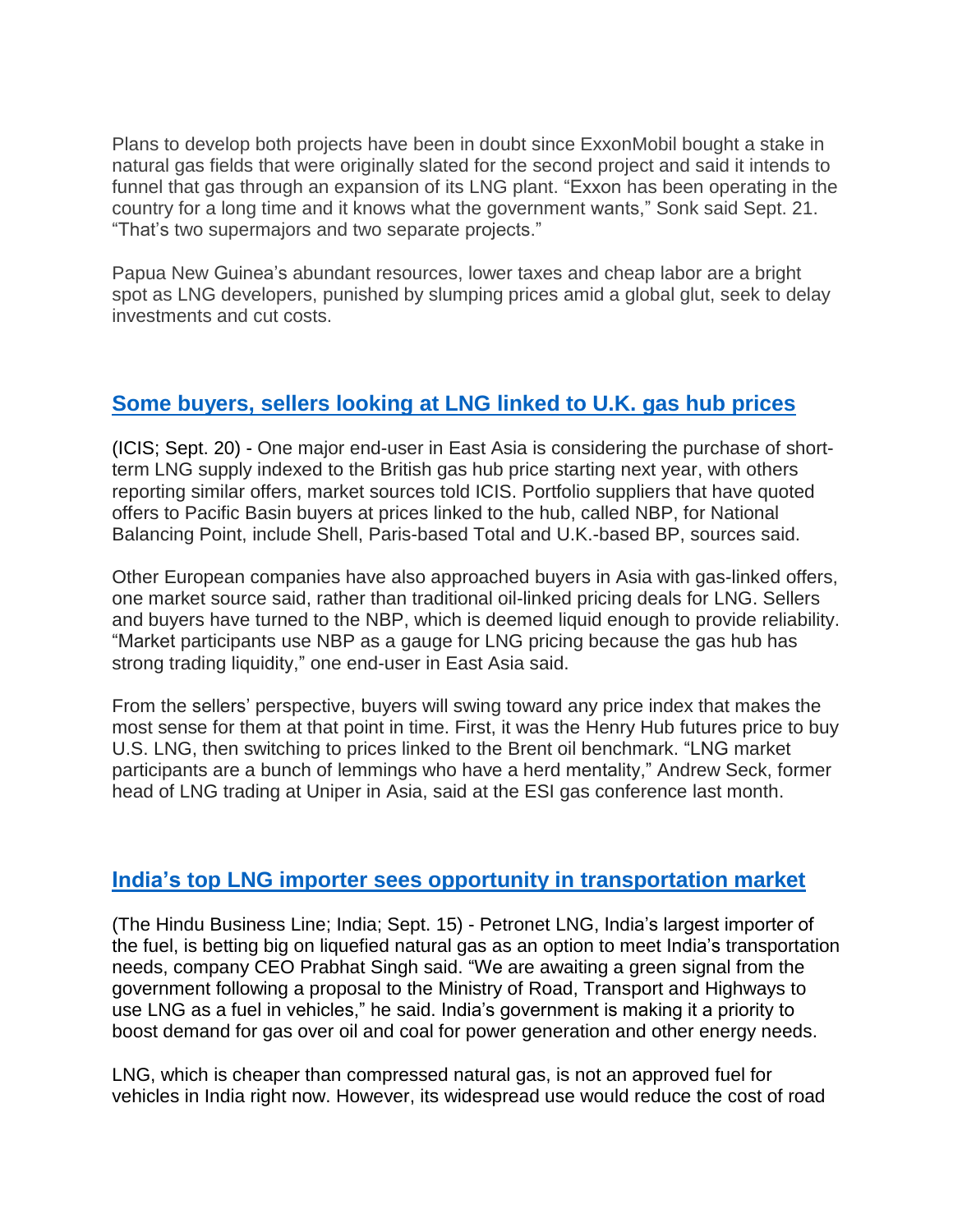Plans to develop both projects have been in doubt since ExxonMobil bought a stake in natural gas fields that were originally slated for the second project and said it intends to funnel that gas through an expansion of its LNG plant. “Exxon has been operating in the country for a long time and it knows what the government wants,” Sonk said Sept. 21. “That’s two supermajors and two separate projects.”

Papua New Guinea’s abundant resources, lower taxes and cheap labor are a bright spot as LNG developers, punished by slumping prices amid a global glut, seek to delay investments and cut costs.

## Some buyers, sellers looking at LNG linked to U.K. gas hub prices

(ICIS; Sept. 20) - One major end-user in East Asia is considering the purchase of short-term LNG supply indexed to the British gas hub price starting next year, with others reporting similar offers, market sources told ICIS. Portfolio suppliers that have quoted offers to Pacific Basin buyers at prices linked to the hub, called NBP, for National Balancing Point, include Shell, Paris-based Total and U.K.-based BP, sources said.

Other European companies have also approached buyers in Asia with gas-linked offers, one market source said, rather than traditional oil-linked pricing deals for LNG. Sellers and buyers have turned to the NBP, which is deemed liquid enough to provide reliability. “Market participants use NBP as a gauge for LNG pricing because the gas hub has strong trading liquidity,” one end-user in East Asia said.

From the sellers’ perspective, buyers will swing toward any price index that makes the most sense for them at that point in time. First, it was the Henry Hub futures price to buy U.S. LNG, then switching to prices linked to the Brent oil benchmark. “LNG market participants are a bunch of lemmings who have a herd mentality,” Andrew Seck, former head of LNG trading at Uniper in Asia, said at the ESI gas conference last month.

## India’s top LNG importer sees opportunity in transportation market

(The Hindu Business Line; India; Sept. 15) - Petronet LNG, India’s largest importer of the fuel, is betting big on liquefied natural gas as an option to meet India’s transportation needs, company CEO Prabhat Singh said. “We are awaiting a green signal from the government following a proposal to the Ministry of Road, Transport and Highways to use LNG as a fuel in vehicles,” he said. India’s government is making it a priority to boost demand for gas over oil and coal for power generation and other energy needs.

LNG, which is cheaper than compressed natural gas, is not an approved fuel for vehicles in India right now. However, its widespread use would reduce the cost of road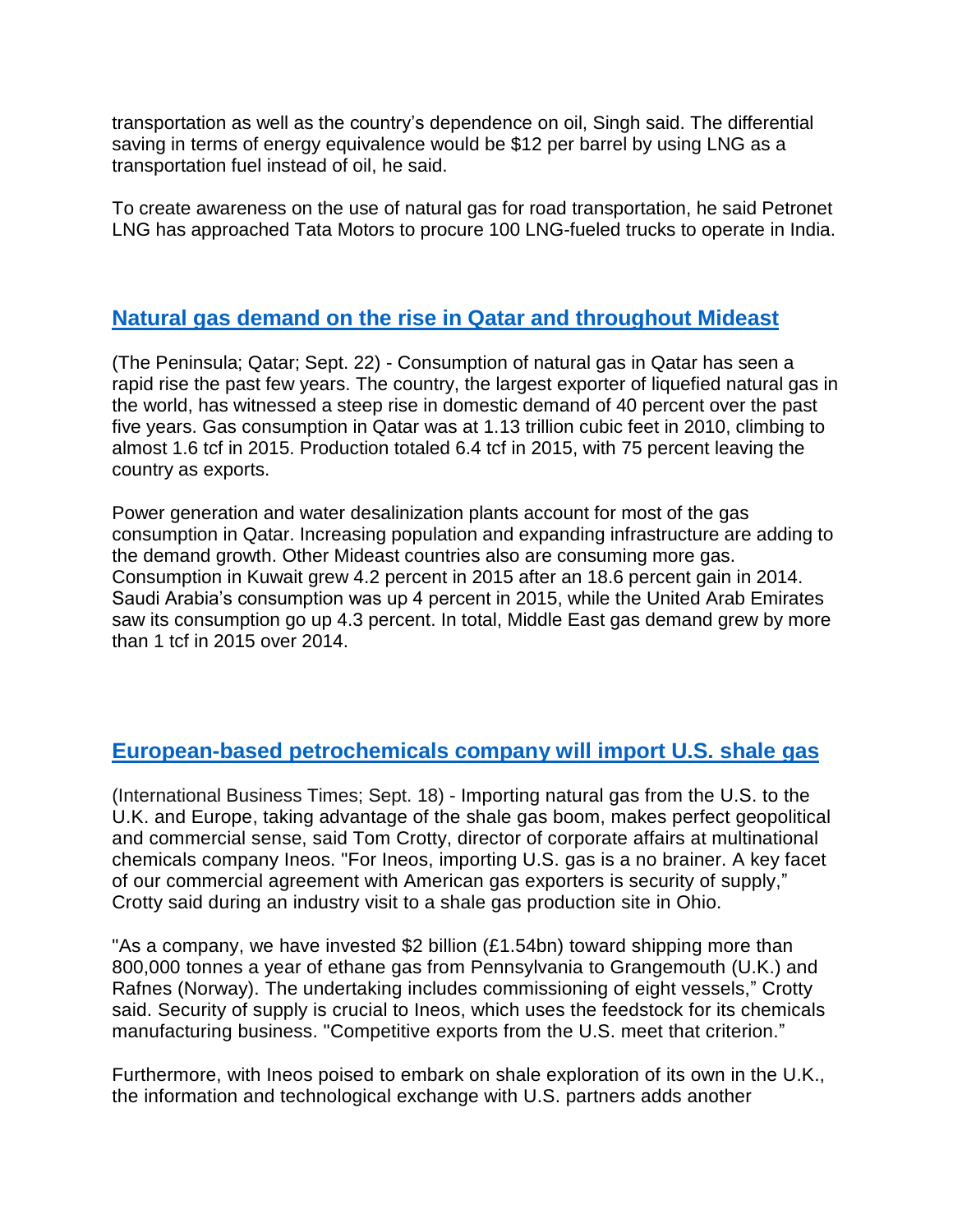transportation as well as the country's dependence on oil, Singh said. The differential saving in terms of energy equivalence would be $12 per barrel by using LNG as a transportation fuel instead of oil, he said.

To create awareness on the use of natural gas for road transportation, he said Petronet LNG has approached Tata Motors to procure 100 LNG-fueled trucks to operate in India.

## Natural gas demand on the rise in Qatar and throughout Mideast

(The Peninsula; Qatar; Sept. 22) - Consumption of natural gas in Qatar has seen a rapid rise the past few years. The country, the largest exporter of liquefied natural gas in the world, has witnessed a steep rise in domestic demand of 40 percent over the past five years. Gas consumption in Qatar was at 1.13 trillion cubic feet in 2010, climbing to almost 1.6 tcf in 2015. Production totaled 6.4 tcf in 2015, with 75 percent leaving the country as exports.

Power generation and water desalinization plants account for most of the gas consumption in Qatar. Increasing population and expanding infrastructure are adding to the demand growth. Other Mideast countries also are consuming more gas. Consumption in Kuwait grew 4.2 percent in 2015 after an 18.6 percent gain in 2014. Saudi Arabia's consumption was up 4 percent in 2015, while the United Arab Emirates saw its consumption go up 4.3 percent. In total, Middle East gas demand grew by more than 1 tcf in 2015 over 2014.

## European-based petrochemicals company will import U.S. shale gas

(International Business Times; Sept. 18) - Importing natural gas from the U.S. to the U.K. and Europe, taking advantage of the shale gas boom, makes perfect geopolitical and commercial sense, said Tom Crotty, director of corporate affairs at multinational chemicals company Ineos. "For Ineos, importing U.S. gas is a no brainer. A key facet of our commercial agreement with American gas exporters is security of supply," Crotty said during an industry visit to a shale gas production site in Ohio.

"As a company, we have invested $2 billion (£1.54bn) toward shipping more than 800,000 tonnes a year of ethane gas from Pennsylvania to Grangemouth (U.K.) and Rafnes (Norway). The undertaking includes commissioning of eight vessels," Crotty said. Security of supply is crucial to Ineos, which uses the feedstock for its chemicals manufacturing business. "Competitive exports from the U.S. meet that criterion."

Furthermore, with Ineos poised to embark on shale exploration of its own in the U.K., the information and technological exchange with U.S. partners adds another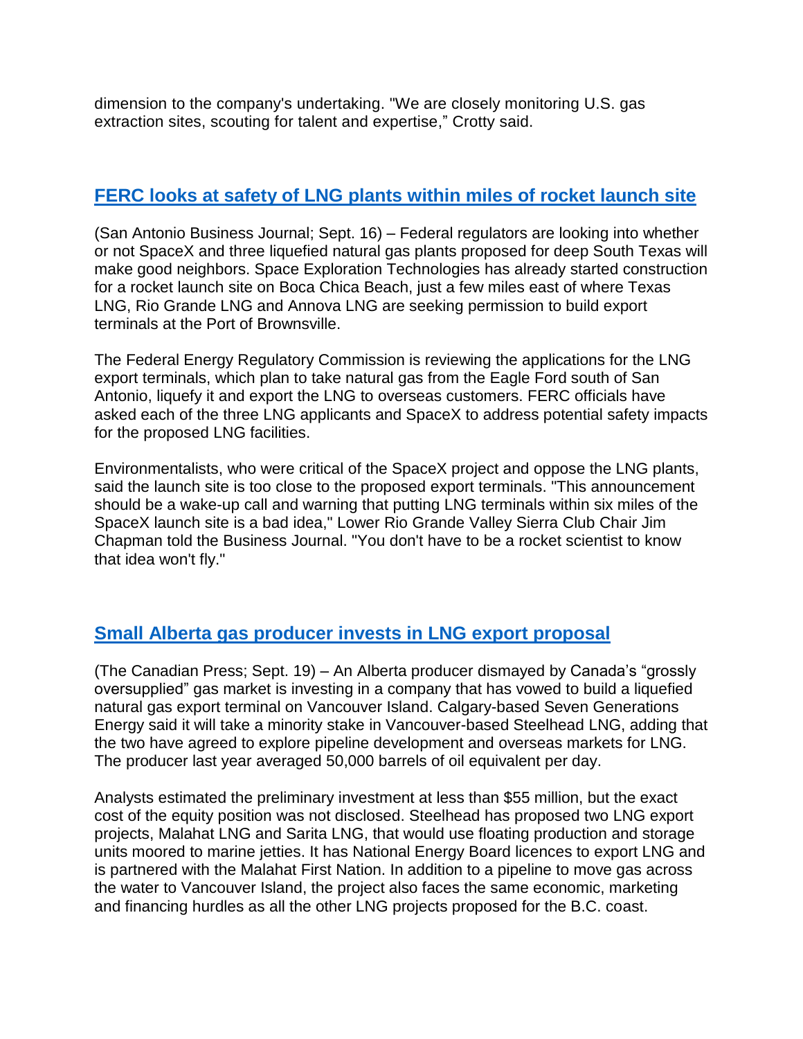dimension to the company's undertaking. "We are closely monitoring U.S. gas extraction sites, scouting for talent and expertise," Crotty said.

## FERC looks at safety of LNG plants within miles of rocket launch site

(San Antonio Business Journal; Sept. 16) – Federal regulators are looking into whether or not SpaceX and three liquefied natural gas plants proposed for deep South Texas will make good neighbors. Space Exploration Technologies has already started construction for a rocket launch site on Boca Chica Beach, just a few miles east of where Texas LNG, Rio Grande LNG and Annova LNG are seeking permission to build export terminals at the Port of Brownsville.

The Federal Energy Regulatory Commission is reviewing the applications for the LNG export terminals, which plan to take natural gas from the Eagle Ford south of San Antonio, liquefy it and export the LNG to overseas customers. FERC officials have asked each of the three LNG applicants and SpaceX to address potential safety impacts for the proposed LNG facilities.

Environmentalists, who were critical of the SpaceX project and oppose the LNG plants, said the launch site is too close to the proposed export terminals. "This announcement should be a wake-up call and warning that putting LNG terminals within six miles of the SpaceX launch site is a bad idea," Lower Rio Grande Valley Sierra Club Chair Jim Chapman told the Business Journal. "You don't have to be a rocket scientist to know that idea won't fly."

## Small Alberta gas producer invests in LNG export proposal

(The Canadian Press; Sept. 19) – An Alberta producer dismayed by Canada's "grossly oversupplied" gas market is investing in a company that has vowed to build a liquefied natural gas export terminal on Vancouver Island. Calgary-based Seven Generations Energy said it will take a minority stake in Vancouver-based Steelhead LNG, adding that the two have agreed to explore pipeline development and overseas markets for LNG. The producer last year averaged 50,000 barrels of oil equivalent per day.

Analysts estimated the preliminary investment at less than $55 million, but the exact cost of the equity position was not disclosed. Steelhead has proposed two LNG export projects, Malahat LNG and Sarita LNG, that would use floating production and storage units moored to marine jetties. It has National Energy Board licences to export LNG and is partnered with the Malahat First Nation. In addition to a pipeline to move gas across the water to Vancouver Island, the project also faces the same economic, marketing and financing hurdles as all the other LNG projects proposed for the B.C. coast.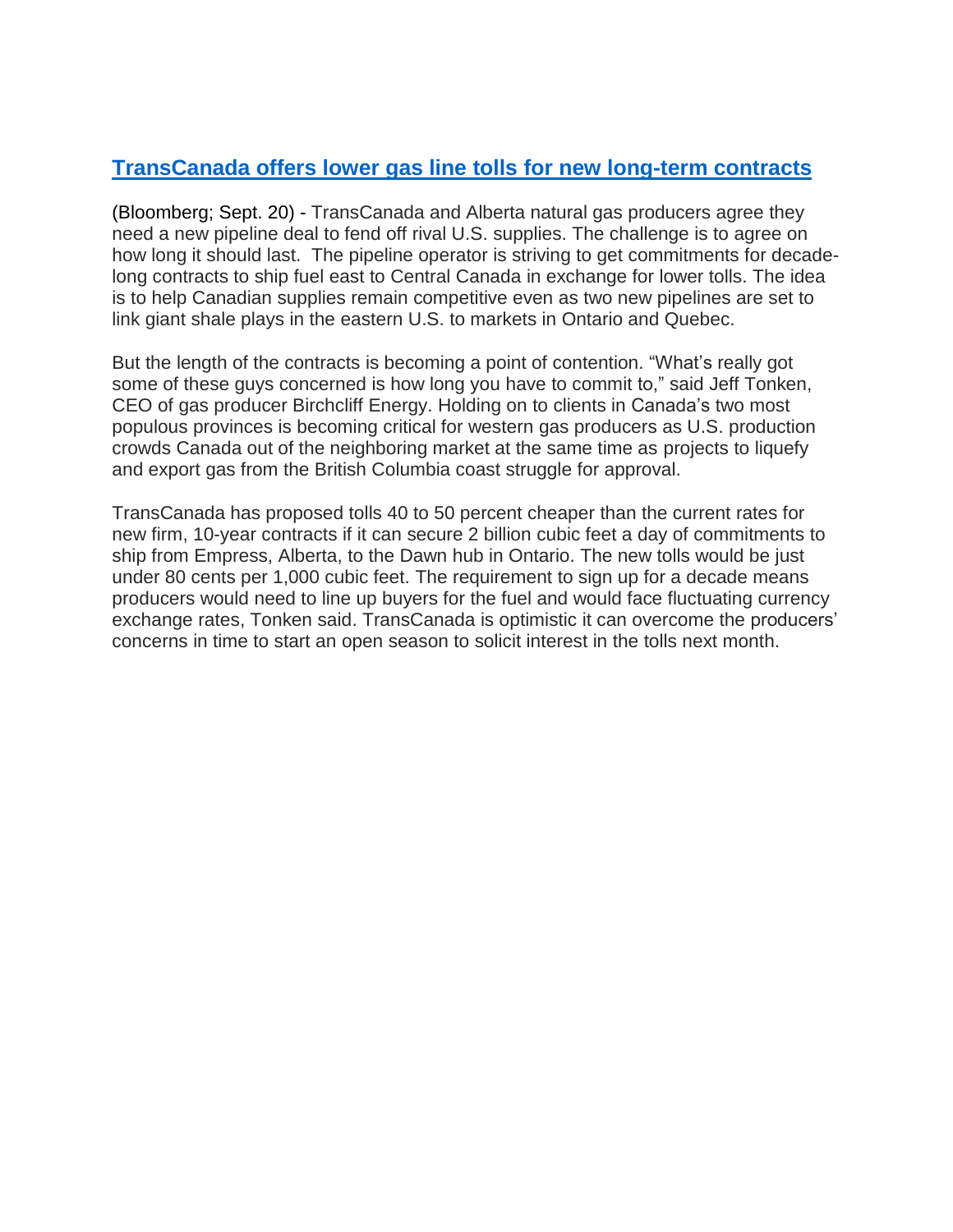## TransCanada offers lower gas line tolls for new long-term contracts

(Bloomberg; Sept. 20) - TransCanada and Alberta natural gas producers agree they need a new pipeline deal to fend off rival U.S. supplies. The challenge is to agree on how long it should last. The pipeline operator is striving to get commitments for decade-long contracts to ship fuel east to Central Canada in exchange for lower tolls. The idea is to help Canadian supplies remain competitive even as two new pipelines are set to link giant shale plays in the eastern U.S. to markets in Ontario and Quebec.

But the length of the contracts is becoming a point of contention. "What's really got some of these guys concerned is how long you have to commit to," said Jeff Tonken, CEO of gas producer Birchcliff Energy. Holding on to clients in Canada's two most populous provinces is becoming critical for western gas producers as U.S. production crowds Canada out of the neighboring market at the same time as projects to liquefy and export gas from the British Columbia coast struggle for approval.

TransCanada has proposed tolls 40 to 50 percent cheaper than the current rates for new firm, 10-year contracts if it can secure 2 billion cubic feet a day of commitments to ship from Empress, Alberta, to the Dawn hub in Ontario. The new tolls would be just under 80 cents per 1,000 cubic feet. The requirement to sign up for a decade means producers would need to line up buyers for the fuel and would face fluctuating currency exchange rates, Tonken said. TransCanada is optimistic it can overcome the producers' concerns in time to start an open season to solicit interest in the tolls next month.